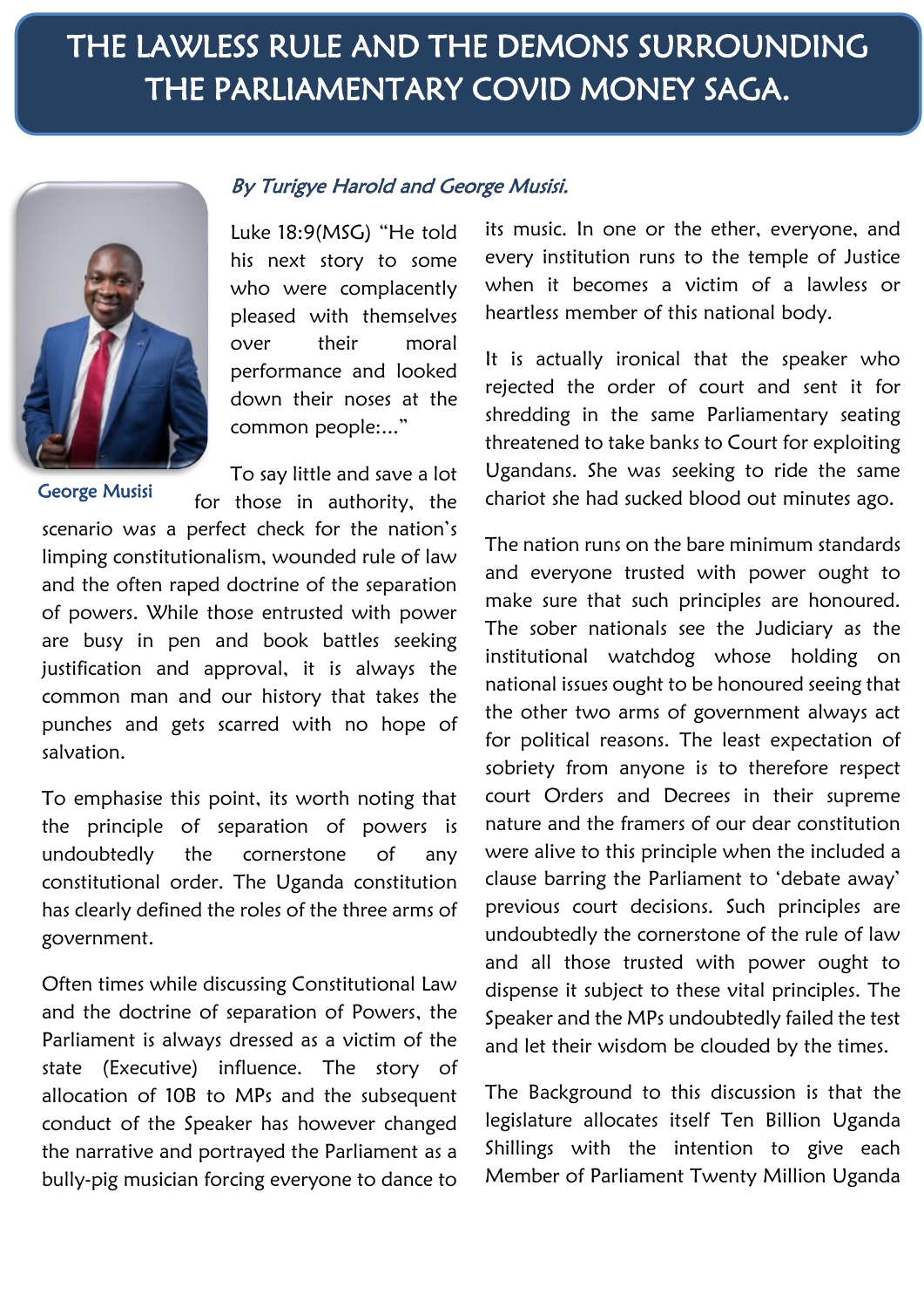# THE LAWLESS RULE AND THE DEMONS SURROUNDING THE PARLIAMENTARY COVID MONEY SAGA.

George Musisi

*By Turigye Harold and George Musisi.*

Luke 18:9(MSG) "He told his next story to some who were complacently pleased with themselves over their moral performance and looked down their noses at the common people:..."

To say little and save a lot for those in authority, the scenario was a perfect check for the nation's limping constitutionalism, wounded rule of law and the often raped doctrine of the separation of powers. While those entrusted with power are busy in pen and book battles seeking justification and approval, it is always the common man and our history that takes the punches and gets scarred with no hope of salvation.

To emphasise this point, its worth noting that the principle of separation of powers is undoubtedly the cornerstone of any constitutional order. The Uganda constitution has clearly defined the roles of the three arms of government.

Often times while discussing Constitutional Law and the doctrine of separation of Powers, the Parliament is always dressed as a victim of the state (Executive) influence. The story of allocation of 10B to MPs and the subsequent conduct of the Speaker has however changed the narrative and portrayed the Parliament as a bully-pig musician forcing everyone to dance to its music. In one or the ether, everyone, and every institution runs to the temple of Justice when it becomes a victim of a lawless or heartless member of this national body.

It is actually ironical that the speaker who rejected the order of court and sent it for shredding in the same Parliamentary seating threatened to take banks to Court for exploiting Ugandans. She was seeking to ride the same chariot she had sucked blood out minutes ago.

The nation runs on the bare minimum standards and everyone trusted with power ought to make sure that such principles are honoured. The sober nationals see the Judiciary as the institutional watchdog whose holding on national issues ought to be honoured seeing that the other two arms of government always act for political reasons. The least expectation of sobriety from anyone is to therefore respect court Orders and Decrees in their supreme nature and the framers of our dear constitution were alive to this principle when the included a clause barring the Parliament to 'debate away' previous court decisions. Such principles are undoubtedly the cornerstone of the rule of law and all those trusted with power ought to dispense it subject to these vital principles. The Speaker and the MPs undoubtedly failed the test and let their wisdom be clouded by the times.

The Background to this discussion is that the legislature allocates itself Ten Billion Uganda Shillings with the intention to give each Member of Parliament Twenty Million Uganda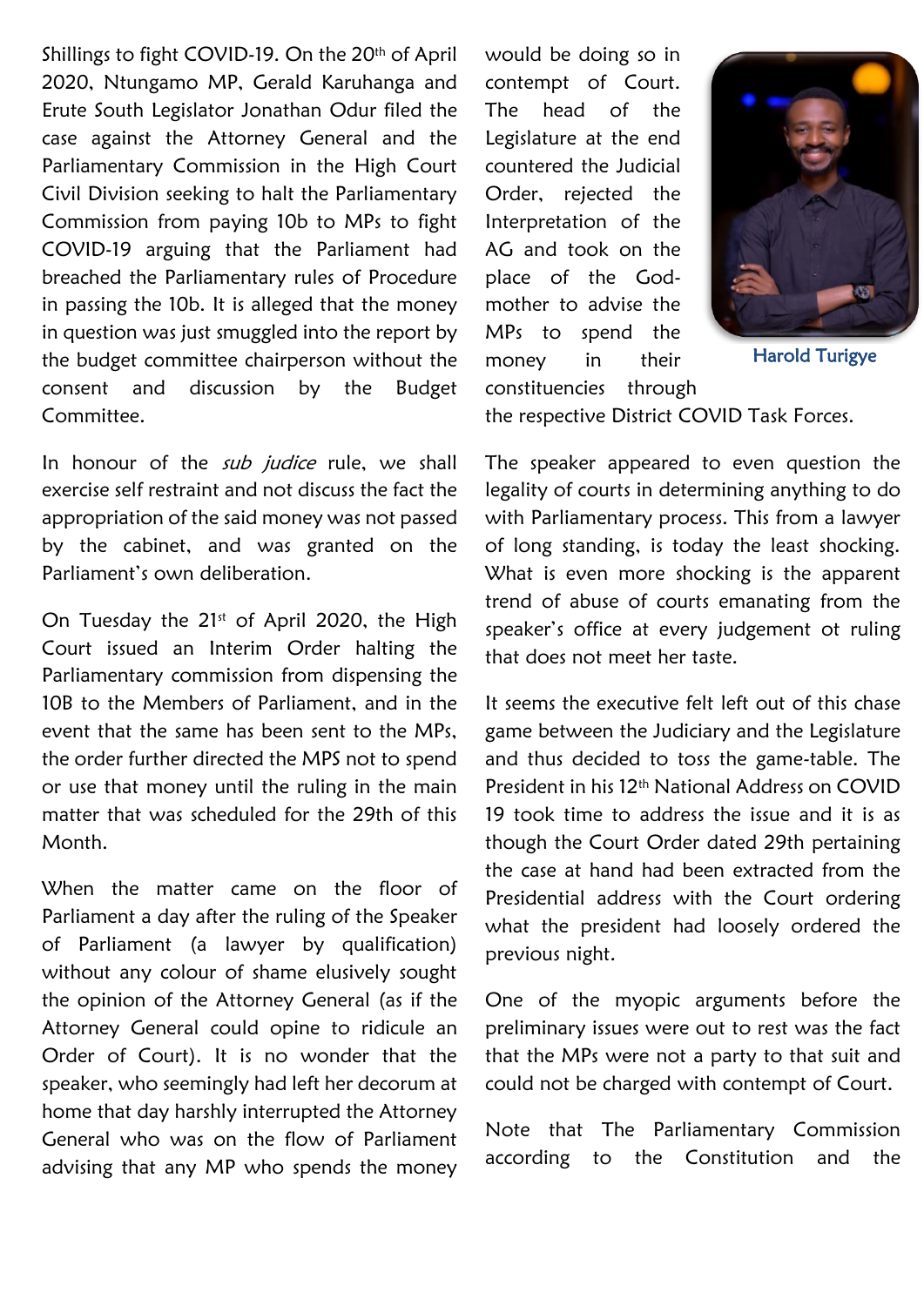Shillings to fight COVID-19. On the 20th of April 2020, Ntungamo MP, Gerald Karuhanga and Erute South Legislator Jonathan Odur filed the case against the Attorney General and the Parliamentary Commission in the High Court Civil Division seeking to halt the Parliamentary Commission from paying 10b to MPs to fight COVID-19 arguing that the Parliament had breached the Parliamentary rules of Procedure in passing the 10b. It is alleged that the money in question was just smuggled into the report by the budget committee chairperson without the consent and discussion by the Budget Committee.

In honour of the *sub judice* rule, we shall exercise self restraint and not discuss the fact the appropriation of the said money was not passed by the cabinet, and was granted on the Parliament's own deliberation.

On Tuesday the 21st of April 2020, the High Court issued an Interim Order halting the Parliamentary commission from dispensing the 10B to the Members of Parliament, and in the event that the same has been sent to the MPs, the order further directed the MPS not to spend or use that money until the ruling in the main matter that was scheduled for the 29th of this Month.

When the matter came on the floor of Parliament a day after the ruling of the Speaker of Parliament (a lawyer by qualification) without any colour of shame elusively sought the opinion of the Attorney General (as if the Attorney General could opine to ridicule an Order of Court). It is no wonder that the speaker, who seemingly had left her decorum at home that day harshly interrupted the Attorney General who was on the flow of Parliament advising that any MP who spends the money would be doing so in contempt of Court. The head of the Legislature at the end countered the Judicial Order, rejected the Interpretation of the AG and took on the place of the God-mother to advise the MPs to spend the money in their constituencies through the respective District COVID Task Forces.

Harold Turigye

The speaker appeared to even question the legality of courts in determining anything to do with Parliamentary process. This from a lawyer of long standing, is today the least shocking. What is even more shocking is the apparent trend of abuse of courts emanating from the speaker's office at every judgement ot ruling that does not meet her taste.

It seems the executive felt left out of this chase game between the Judiciary and the Legislature and thus decided to toss the game-table. The President in his 12th National Address on COVID 19 took time to address the issue and it is as though the Court Order dated 29th pertaining the case at hand had been extracted from the Presidential address with the Court ordering what the president had loosely ordered the previous night.

One of the myopic arguments before the preliminary issues were out to rest was the fact that the MPs were not a party to that suit and could not be charged with contempt of Court.

Note that The Parliamentary Commission according to the Constitution and the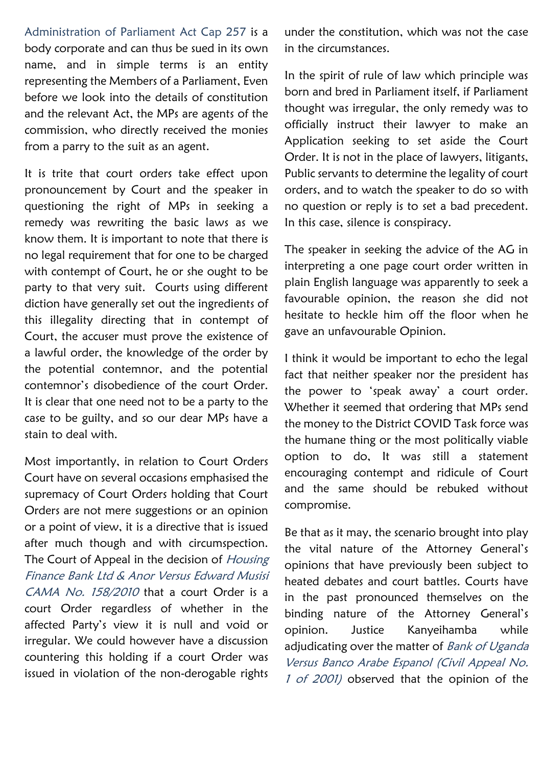Administration of Parliament Act Cap 257 is a body corporate and can thus be sued in its own name, and in simple terms is an entity representing the Members of a Parliament, Even before we look into the details of constitution and the relevant Act, the MPs are agents of the commission, who directly received the monies from a parry to the suit as an agent.

It is trite that court orders take effect upon pronouncement by Court and the speaker in questioning the right of MPs in seeking a remedy was rewriting the basic laws as we know them. It is important to note that there is no legal requirement that for one to be charged with contempt of Court, he or she ought to be party to that very suit. Courts using different diction have generally set out the ingredients of this illegality directing that in contempt of Court, the accuser must prove the existence of a lawful order, the knowledge of the order by the potential contemnor, and the potential contemnor's disobedience of the court Order. It is clear that one need not to be a party to the case to be guilty, and so our dear MPs have a stain to deal with.

Most importantly, in relation to Court Orders Court have on several occasions emphasised the supremacy of Court Orders holding that Court Orders are not mere suggestions or an opinion or a point of view, it is a directive that is issued after much though and with circumspection. The Court of Appeal in the decision of *Housing Finance Bank Ltd & Anor Versus Edward Musisi CAMA No. 158/2010* that a court Order is a court Order regardless of whether in the affected Party's view it is null and void or irregular. We could however have a discussion countering this holding if a court Order was issued in violation of the non-derogable rights under the constitution, which was not the case in the circumstances.

In the spirit of rule of law which principle was born and bred in Parliament itself, if Parliament thought was irregular, the only remedy was to officially instruct their lawyer to make an Application seeking to set aside the Court Order. It is not in the place of lawyers, litigants, Public servants to determine the legality of court orders, and to watch the speaker to do so with no question or reply is to set a bad precedent. In this case, silence is conspiracy.

The speaker in seeking the advice of the AG in interpreting a one page court order written in plain English language was apparently to seek a favourable opinion, the reason she did not hesitate to heckle him off the floor when he gave an unfavourable Opinion.

I think it would be important to echo the legal fact that neither speaker nor the president has the power to 'speak away' a court order. Whether it seemed that ordering that MPs send the money to the District COVID Task force was the humane thing or the most politically viable option to do, It was still a statement encouraging contempt and ridicule of Court and the same should be rebuked without compromise.

Be that as it may, the scenario brought into play the vital nature of the Attorney General's opinions that have previously been subject to heated debates and court battles. Courts have in the past pronounced themselves on the binding nature of the Attorney General's opinion. Justice Kanyeihamba while adjudicating over the matter of *Bank of Uganda Versus Banco Arabe Espanol (Civil Appeal No. 1 of 2001)* observed that the opinion of the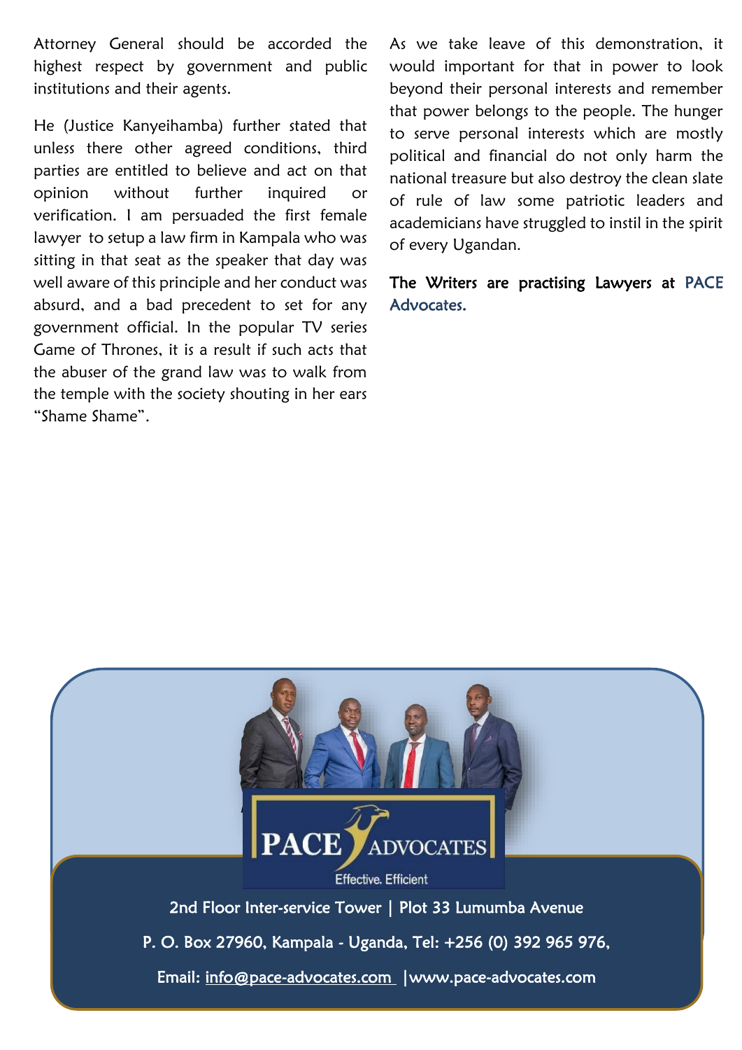Attorney General should be accorded the highest respect by government and public institutions and their agents.

He (Justice Kanyeihamba) further stated that unless there other agreed conditions, third parties are entitled to believe and act on that opinion without further inquired or verification. I am persuaded the first female lawyer to setup a law firm in Kampala who was sitting in that seat as the speaker that day was well aware of this principle and her conduct was absurd, and a bad precedent to set for any government official. In the popular TV series Game of Thrones, it is a result if such acts that the abuser of the grand law was to walk from the temple with the society shouting in her ears "Shame Shame".

As we take leave of this demonstration, it would important for that in power to look beyond their personal interests and remember that power belongs to the people. The hunger to serve personal interests which are mostly political and financial do not only harm the national treasure but also destroy the clean slate of rule of law some patriotic leaders and academicians have struggled to instil in the spirit of every Ugandan.

**The Writers are practising Lawyers at PACE Advocates.**

PACE ADVOCATES

Effective. Efficient

2nd Floor Inter-service Tower | Plot 33 Lumumba Avenue

P. O. Box 27960, Kampala - Uganda, Tel: +256 (0) 392 965 976,

Email: info@pace-advocates.com |www.pace-advocates.com